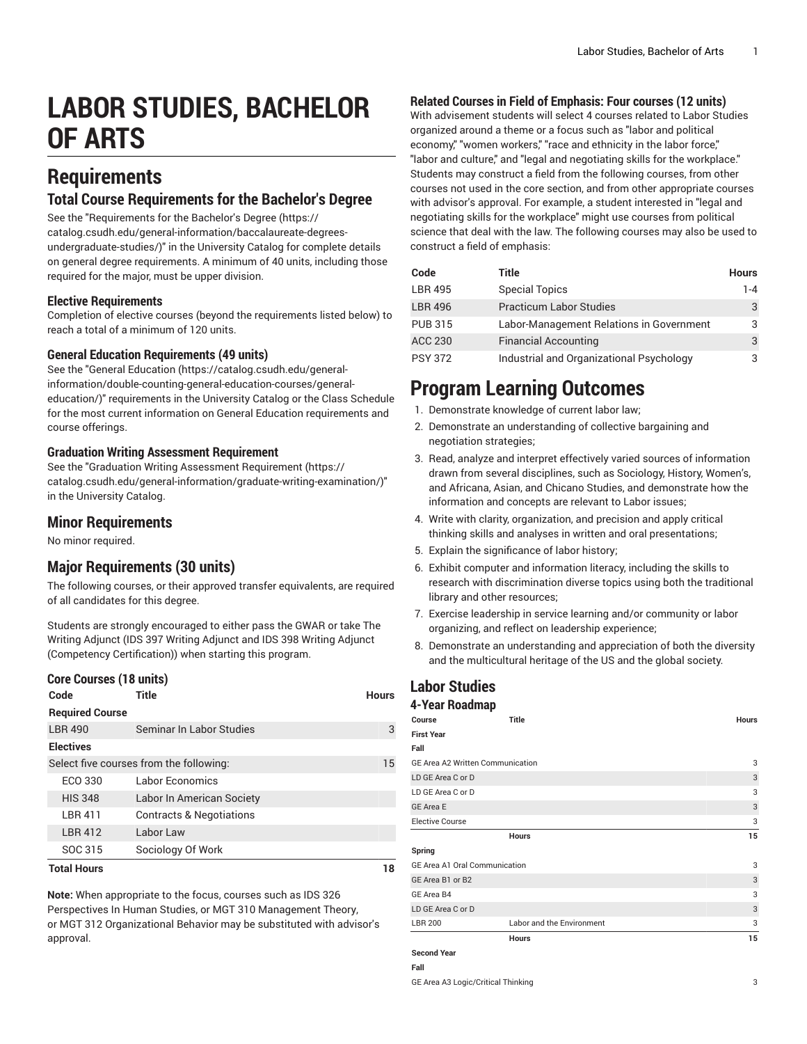# LABOR STUDIES, BACHELOR OF ARTS

# Requirements

## Total Course Requirements for the Bachelor's Degree

See the "Requirements for the Bachelor's Degree (https://catalog.csudh.edu/general-information/baccalaureate-degrees-undergraduate-studies/)" in the University Catalog for complete details on general degree requirements. A minimum of 40 units, including those required for the major, must be upper division.

### Elective Requirements

Completion of elective courses (beyond the requirements listed below) to reach a total of a minimum of 120 units.

### General Education Requirements (49 units)

See the "General Education (https://catalog.csudh.edu/general-information/double-counting-general-education-courses/general-education/)" requirements in the University Catalog or the Class Schedule for the most current information on General Education requirements and course offerings.

### Graduation Writing Assessment Requirement

See the "Graduation Writing Assessment Requirement (https://catalog.csudh.edu/general-information/graduate-writing-examination/)" in the University Catalog.

## Minor Requirements

No minor required.

## Major Requirements (30 units)

The following courses, or their approved transfer equivalents, are required of all candidates for this degree.

Students are strongly encouraged to either pass the GWAR or take The Writing Adjunct (IDS 397 Writing Adjunct and IDS 398 Writing Adjunct (Competency Certification)) when starting this program.

### Core Courses (18 units)

| Code | Title | Hours |
|---|---|---|
| **Required Course** | | |
| LBR 490 | Seminar In Labor Studies | 3 |
| **Electives** | | |
| Select five courses from the following: | | 15 |
| ECO 330 | Labor Economics | |
| HIS 348 | Labor In American Society | |
| LBR 411 | Contracts & Negotiations | |
| LBR 412 | Labor Law | |
| SOC 315 | Sociology Of Work | |
| **Total Hours** | | **18** |

**Note:** When appropriate to the focus, courses such as IDS 326 Perspectives In Human Studies, or MGT 310 Management Theory, or MGT 312 Organizational Behavior may be substituted with advisor's approval.

### Related Courses in Field of Emphasis: Four courses (12 units)

With advisement students will select 4 courses related to Labor Studies organized around a theme or a focus such as "labor and political economy," "women workers," "race and ethnicity in the labor force," "labor and culture," and "legal and negotiating skills for the workplace." Students may construct a field from the following courses, from other courses not used in the core section, and from other appropriate courses with advisor's approval. For example, a student interested in "legal and negotiating skills for the workplace" might use courses from political science that deal with the law. The following courses may also be used to construct a field of emphasis:

| Code | Title | Hours |
|---|---|---|
| LBR 495 | Special Topics | 1-4 |
| LBR 496 | Practicum Labor Studies | 3 |
| PUB 315 | Labor-Management Relations in Government | 3 |
| ACC 230 | Financial Accounting | 3 |
| PSY 372 | Industrial and Organizational Psychology | 3 |

# Program Learning Outcomes

1. Demonstrate knowledge of current labor law;
2. Demonstrate an understanding of collective bargaining and negotiation strategies;
3. Read, analyze and interpret effectively varied sources of information drawn from several disciplines, such as Sociology, History, Women's, and Africana, Asian, and Chicano Studies, and demonstrate how the information and concepts are relevant to Labor issues;
4. Write with clarity, organization, and precision and apply critical thinking skills and analyses in written and oral presentations;
5. Explain the significance of labor history;
6. Exhibit computer and information literacy, including the skills to research with discrimination diverse topics using both the traditional library and other resources;
7. Exercise leadership in service learning and/or community or labor organizing, and reflect on leadership experience;
8. Demonstrate an understanding and appreciation of both the diversity and the multicultural heritage of the US and the global society.

## Labor Studies

### 4-Year Roadmap

| Course | Title | Hours |
|---|---|---|
| **First Year** | | |
| **Fall** | | |
| GE Area A2 Written Communication | | 3 |
| LD GE Area C or D | | 3 |
| LD GE Area C or D | | 3 |
| GE Area E | | 3 |
| Elective Course | | 3 |
| | **Hours** | **15** |
| **Spring** | | |
| GE Area A1 Oral Communication | | 3 |
| GE Area B1 or B2 | | 3 |
| GE Area B4 | | 3 |
| LD GE Area C or D | | 3 |
| LBR 200 | Labor and the Environment | 3 |
| | **Hours** | **15** |
| **Second Year** | | |
| **Fall** | | |
| GE Area A3 Logic/Critical Thinking | | 3 |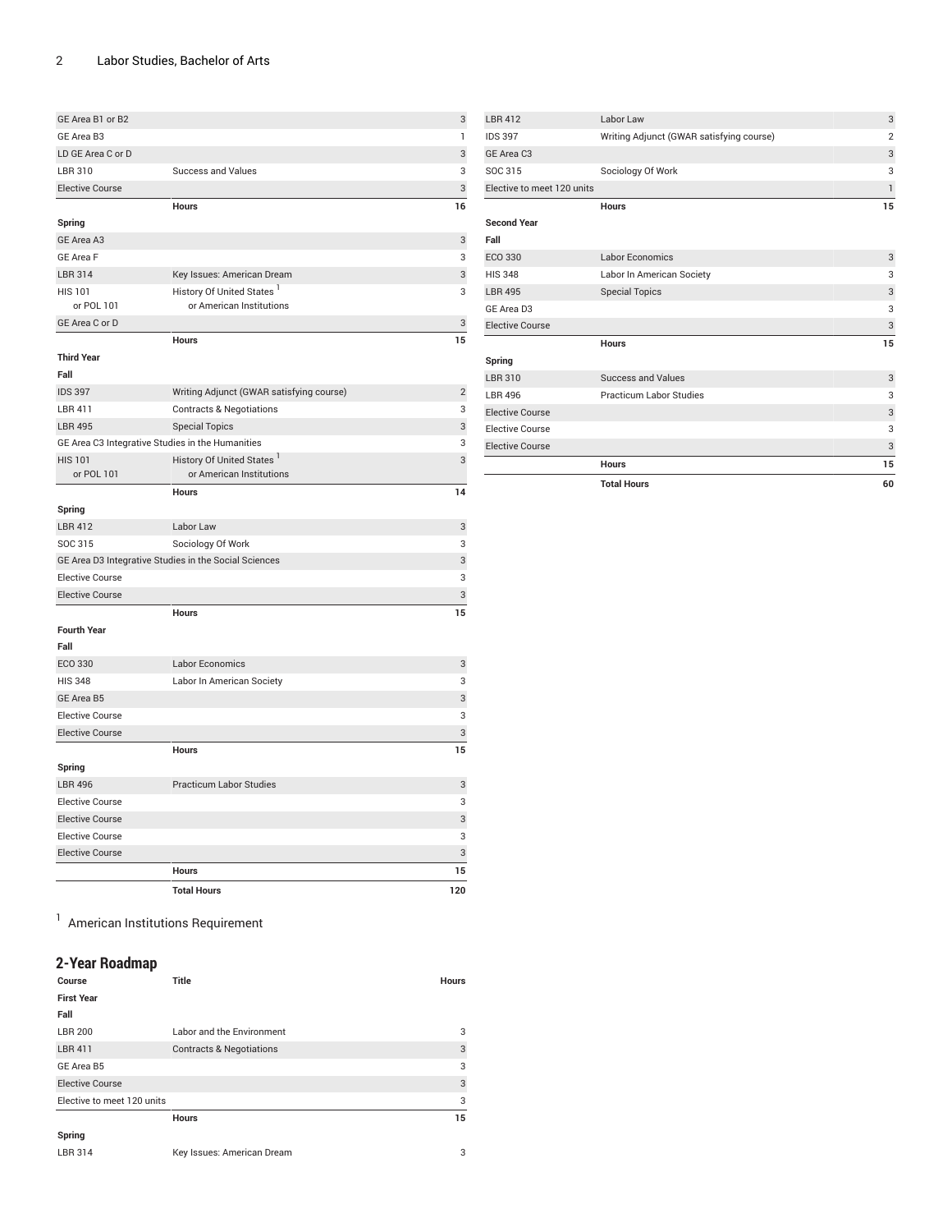| | | |
|---|---|---|
| GE Area B1 or B2 | | 3 |
| GE Area B3 | | 1 |
| LD GE Area C or D | | 3 |
| LBR 310 | Success and Values | 3 |
| Elective Course | | 3 |
| | **Hours** | **16** |
| **Spring** | | |
| GE Area A3 | | 3 |
| GE Area F | | 3 |
| LBR 314 | Key Issues: American Dream | 3 |
| HIS 101 or POL 101 | History Of United States [1] or American Institutions | 3 |
| GE Area C or D | | 3 |
| | **Hours** | **15** |
| **Third Year** | | |
| **Fall** | | |
| IDS 397 | Writing Adjunct (GWAR satisfying course) | 2 |
| LBR 411 | Contracts & Negotiations | 3 |
| LBR 495 | Special Topics | 3 |
| GE Area C3 Integrative Studies in the Humanities | | 3 |
| HIS 101 or POL 101 | History Of United States [1] or American Institutions | 3 |
| | **Hours** | **14** |
| **Spring** | | |
| LBR 412 | Labor Law | 3 |
| SOC 315 | Sociology Of Work | 3 |
| GE Area D3 Integrative Studies in the Social Sciences | | 3 |
| Elective Course | | 3 |
| Elective Course | | 3 |
| | **Hours** | **15** |
| **Fourth Year** | | |
| **Fall** | | |
| ECO 330 | Labor Economics | 3 |
| HIS 348 | Labor In American Society | 3 |
| GE Area B5 | | 3 |
| Elective Course | | 3 |
| Elective Course | | 3 |
| | **Hours** | **15** |
| **Spring** | | |
| LBR 496 | Practicum Labor Studies | 3 |
| Elective Course | | 3 |
| Elective Course | | 3 |
| Elective Course | | 3 |
| Elective Course | | 3 |
| | **Hours** | **15** |
| | **Total Hours** | **120** |

[1] American Institutions Requirement

## 2-Year Roadmap

| Course | Title | Hours |
|---|---|---|
| **First Year** | | |
| **Fall** | | |
| LBR 200 | Labor and the Environment | 3 |
| LBR 411 | Contracts & Negotiations | 3 |
| GE Area B5 | | 3 |
| Elective Course | | 3 |
| Elective to meet 120 units | | 3 |
| | **Hours** | **15** |
| **Spring** | | |
| LBR 314 | Key Issues: American Dream | 3 |
| LBR 412 | Labor Law | 3 |
| IDS 397 | Writing Adjunct (GWAR satisfying course) | 2 |
| GE Area C3 | | 3 |
| SOC 315 | Sociology Of Work | 3 |
| Elective to meet 120 units | | 1 |
| | **Hours** | **15** |
| **Second Year** | | |
| **Fall** | | |
| ECO 330 | Labor Economics | 3 |
| HIS 348 | Labor In American Society | 3 |
| LBR 495 | Special Topics | 3 |
| GE Area D3 | | 3 |
| Elective Course | | 3 |
| | **Hours** | **15** |
| **Spring** | | |
| LBR 310 | Success and Values | 3 |
| LBR 496 | Practicum Labor Studies | 3 |
| Elective Course | | 3 |
| Elective Course | | 3 |
| Elective Course | | 3 |
| | **Hours** | **15** |
| | **Total Hours** | **60** |